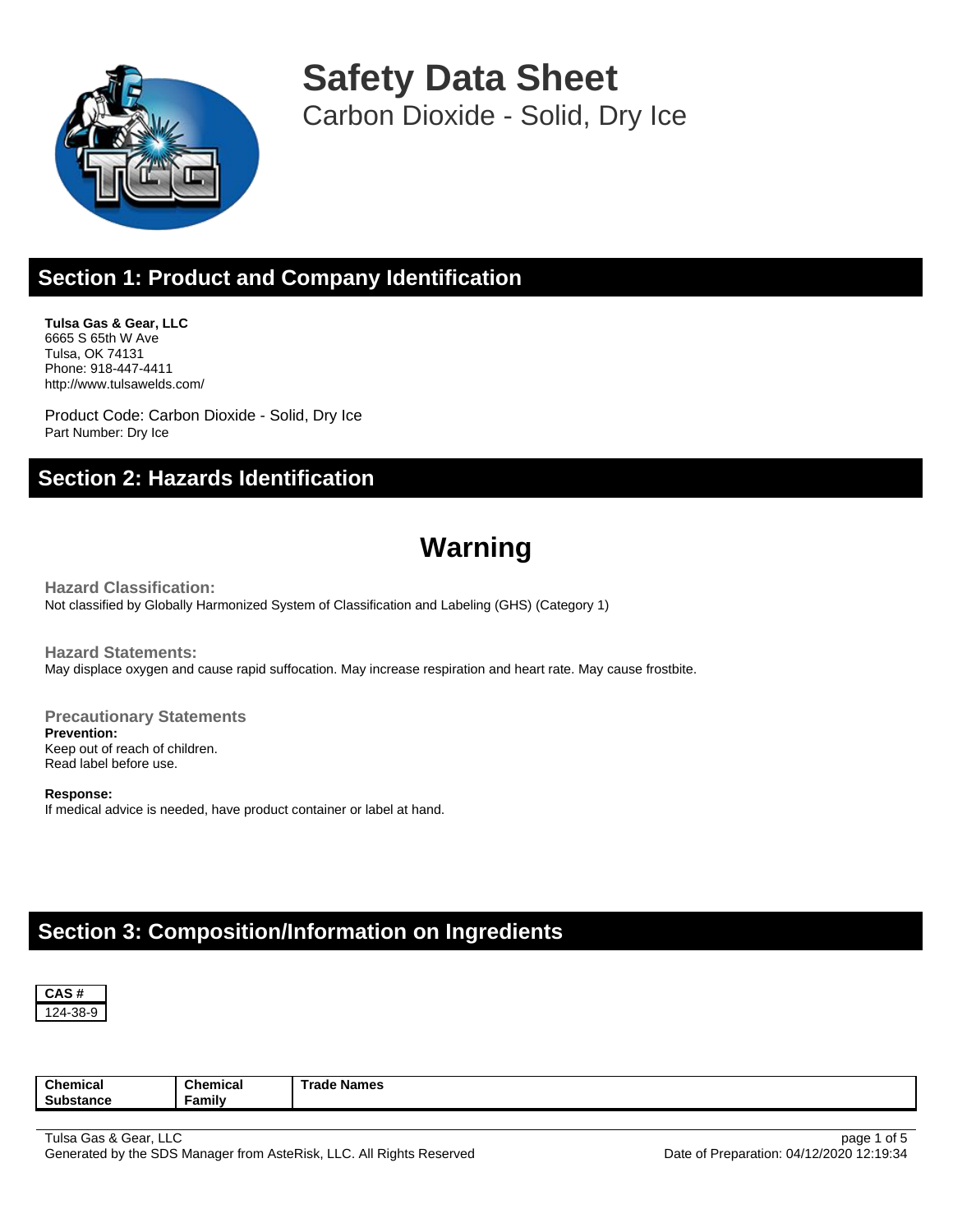# Safety Data Sheet

Carbon Dioxide - Solid, Dry Ice

## Section 1: Product and Company Identification

**Tulsa Gas & Gear, LLC**
6665 S 65th W Ave
Tulsa, OK 74131
Phone: 918-447-4411
http://www.tulsawelds.com/

Product Code: Carbon Dioxide - Solid, Dry Ice
Part Number: Dry Ice

## Section 2: Hazards Identification

# Warning

### Hazard Classification:

Not classified by Globally Harmonized System of Classification and Labeling (GHS) (Category 1)

### Hazard Statements:

May displace oxygen and cause rapid suffocation. May increase respiration and heart rate. May cause frostbite.

### Precautionary Statements

**Prevention:**
Keep out of reach of children.
Read label before use.

**Response:**
If medical advice is needed, have product container or label at hand.

## Section 3: Composition/Information on Ingredients

| CAS # |
| --- |
| 124-38-9 |

| Chemical Substance | Chemical Family | Trade Names |
| --- | --- | --- |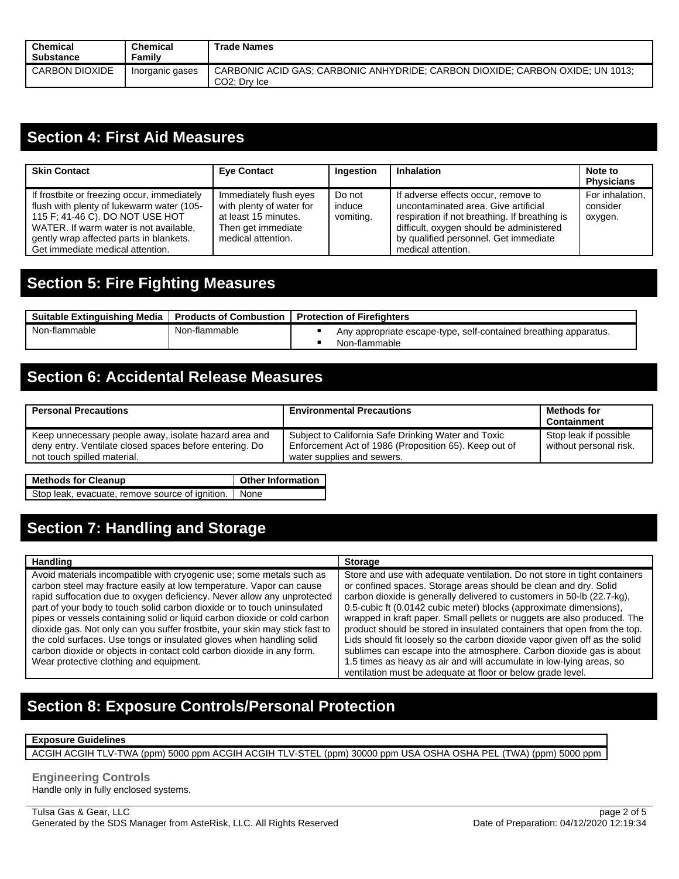| Chemical Substance | Chemical Family | Trade Names |
|---|---|---|
| CARBON DIOXIDE | Inorganic gases | CARBONIC ACID GAS; CARBONIC ANHYDRIDE; CARBON DIOXIDE; CARBON OXIDE; UN 1013; $CO_2$; Dry Ice |

## Section 4: First Aid Measures

| Skin Contact | Eye Contact | Ingestion | Inhalation | Note to Physicians |
|---|---|---|---|---|
| If frostbite or freezing occur, immediately flush with plenty of lukewarm water (105-115 F; 41-46 C). DO NOT USE HOT WATER. If warm water is not available, gently wrap affected parts in blankets. Get immediate medical attention. | Immediately flush eyes with plenty of water for at least 15 minutes. Then get immediate medical attention. | Do not induce vomiting. | If adverse effects occur, remove to uncontaminated area. Give artificial respiration if not breathing. If breathing is difficult, oxygen should be administered by qualified personnel. Get immediate medical attention. | For inhalation, consider oxygen. |

## Section 5: Fire Fighting Measures

| Suitable Extinguishing Media | Products of Combustion | Protection of Firefighters |
|---|---|---|
| Non-flammable | Non-flammable | ▪ Any appropriate escape-type, self-contained breathing apparatus.<br>▪ Non-flammable |

## Section 6: Accidental Release Measures

| Personal Precautions | Environmental Precautions | Methods for Containment |
|---|---|---|
| Keep unnecessary people away, isolate hazard area and deny entry. Ventilate closed spaces before entering. Do not touch spilled material. | Subject to California Safe Drinking Water and Toxic Enforcement Act of 1986 (Proposition 65). Keep out of water supplies and sewers. | Stop leak if possible without personal risk. |

| Methods for Cleanup | Other Information |
|---|---|
| Stop leak, evacuate, remove source of ignition. | None |

## Section 7: Handling and Storage

| Handling | Storage |
|---|---|
| Avoid materials incompatible with cryogenic use; some metals such as carbon steel may fracture easily at low temperature. Vapor can cause rapid suffocation due to oxygen deficiency. Never allow any unprotected part of your body to touch solid carbon dioxide or to touch uninsulated pipes or vessels containing solid or liquid carbon dioxide or cold carbon dioxide gas. Not only can you suffer frostbite, your skin may stick fast to the cold surfaces. Use tongs or insulated gloves when handling solid carbon dioxide or objects in contact cold carbon dioxide in any form. Wear protective clothing and equipment. | Store and use with adequate ventilation. Do not store in tight containers or confined spaces. Storage areas should be clean and dry. Solid carbon dioxide is generally delivered to customers in 50-lb (22.7-kg), 0.5-cubic ft (0.0142 cubic meter) blocks (approximate dimensions), wrapped in kraft paper. Small pellets or nuggets are also produced. The product should be stored in insulated containers that open from the top. Lids should fit loosely so the carbon dioxide vapor given off as the solid sublimes can escape into the atmosphere. Carbon dioxide gas is about 1.5 times as heavy as air and will accumulate in low-lying areas, so ventilation must be adequate at floor or below grade level. |

## Section 8: Exposure Controls/Personal Protection

| Exposure Guidelines |
|---|
| ACGIH ACGIH TLV-TWA (ppm) 5000 ppm ACGIH ACGIH TLV-STEL (ppm) 30000 ppm USA OSHA OSHA PEL (TWA) (ppm) 5000 ppm |

### Engineering Controls

Handle only in fully enclosed systems.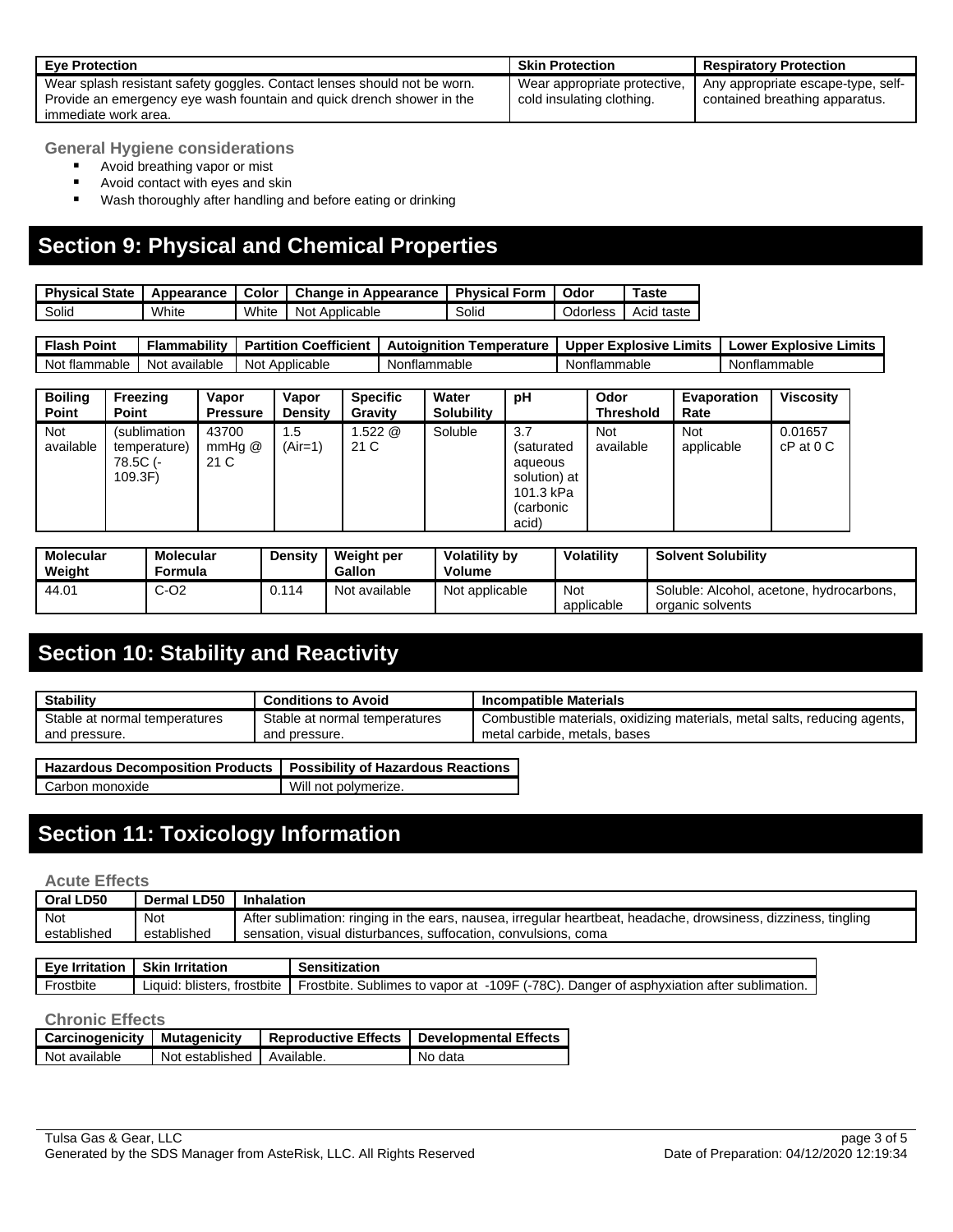| Eye Protection | Skin Protection | Respiratory Protection |
|---|---|---|
| Wear splash resistant safety goggles. Contact lenses should not be worn. Provide an emergency eye wash fountain and quick drench shower in the immediate work area. | Wear appropriate protective, cold insulating clothing. | Any appropriate escape-type, self-contained breathing apparatus. |

### General Hygiene considerations

- Avoid breathing vapor or mist
- Avoid contact with eyes and skin
- Wash thoroughly after handling and before eating or drinking

## Section 9: Physical and Chemical Properties

| Physical State | Appearance | Color | Change in Appearance | Physical Form | Odor | Taste |
|---|---|---|---|---|---|---|
| Solid | White | White | Not Applicable | Solid | Odorless | Acid taste |

| Flash Point | Flammability | Partition Coefficient | Autoignition Temperature | Upper Explosive Limits | Lower Explosive Limits |
|---|---|---|---|---|---|
| Not flammable | Not available | Not Applicable | Nonflammable | Nonflammable | Nonflammable |

| Boiling Point | Freezing Point | Vapor Pressure | Vapor Density | Specific Gravity | Water Solubility | pH | Odor Threshold | Evaporation Rate | Viscosity |
|---|---|---|---|---|---|---|---|---|---|
| Not available | (sublimation temperature) 78.5C (-109.3F) | 43700 mmHg @ 21 C | 1.5 (Air=1) | 1.522 @ 21 C | Soluble | 3.7 (saturated aqueous solution) at 101.3 kPa (carbonic acid) | Not available | Not applicable | 0.01657 cP at 0 C |

| Molecular Weight | Molecular Formula | Density | Weight per Gallon | Volatility by Volume | Volatility | Solvent Solubility |
|---|---|---|---|---|---|---|
| 44.01 | C-O2 | 0.114 | Not available | Not applicable | Not applicable | Soluble: Alcohol, acetone, hydrocarbons, organic solvents |

## Section 10: Stability and Reactivity

| Stability | Conditions to Avoid | Incompatible Materials |
|---|---|---|
| Stable at normal temperatures and pressure. | Stable at normal temperatures and pressure. | Combustible materials, oxidizing materials, metal salts, reducing agents, metal carbide, metals, bases |

| Hazardous Decomposition Products | Possibility of Hazardous Reactions |
|---|---|
| Carbon monoxide | Will not polymerize. |

## Section 11: Toxicology Information

### Acute Effects

| Oral LD50 | Dermal LD50 | Inhalation |
|---|---|---|
| Not established | Not established | After sublimation: ringing in the ears, nausea, irregular heartbeat, headache, drowsiness, dizziness, tingling sensation, visual disturbances, suffocation, convulsions, coma |

| Eye Irritation | Skin Irritation | Sensitization |
|---|---|---|
| Frostbite | Liquid: blisters, frostbite | Frostbite. Sublimes to vapor at -109F (-78C). Danger of asphyxiation after sublimation. |

### Chronic Effects

| Carcinogenicity | Mutagenicity | Reproductive Effects | Developmental Effects |
|---|---|---|---|
| Not available | Not established | Available. | No data |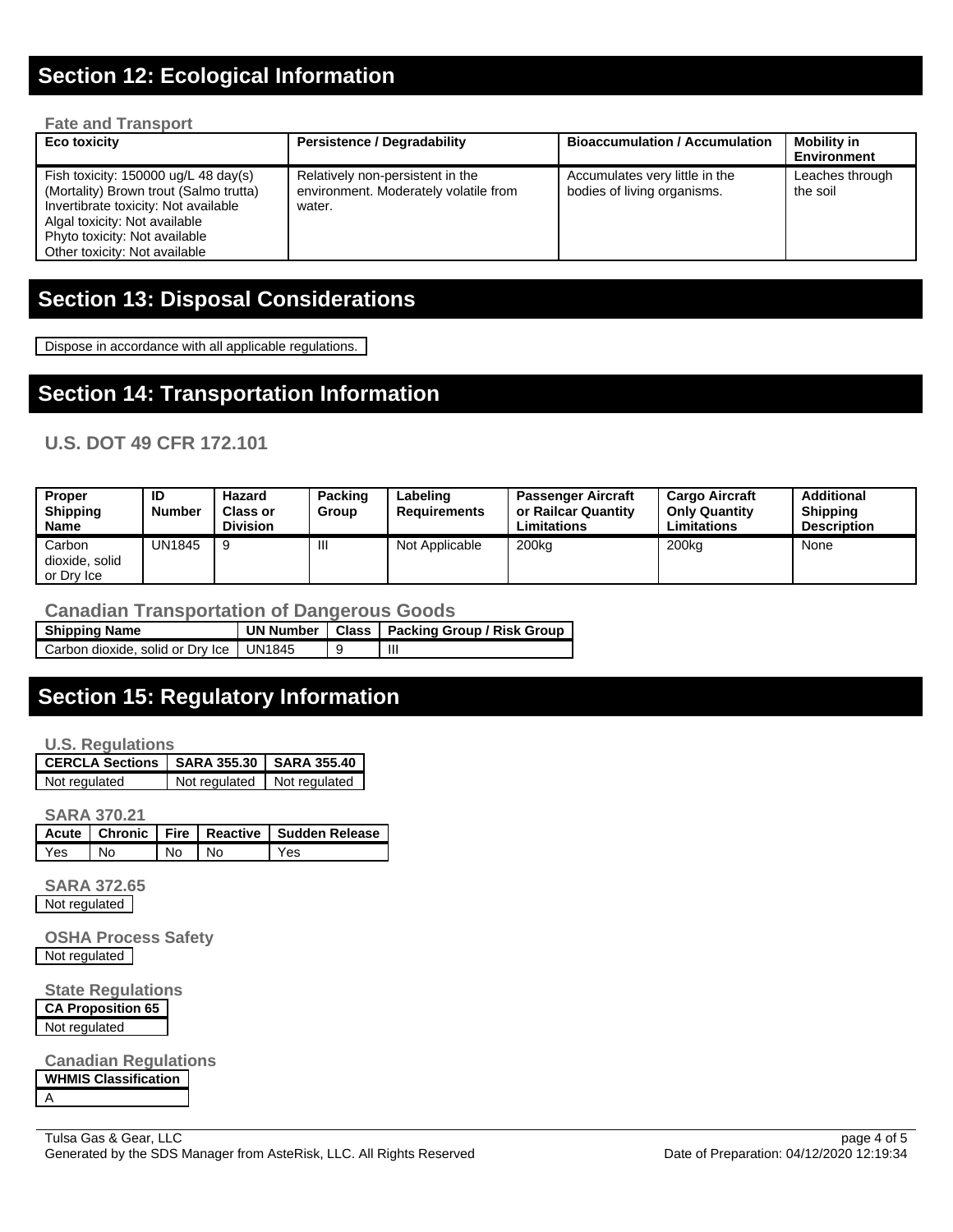## Section 12: Ecological Information

### Fate and Transport

| Eco toxicity | Persistence / Degradability | Bioaccumulation / Accumulation | Mobility in Environment |
| --- | --- | --- | --- |
| Fish toxicity: 150000 ug/L 48 day(s) (Mortality) Brown trout (Salmo trutta)<br>Invertibrate toxicity: Not available<br>Algal toxicity: Not available<br>Phyto toxicity: Not available<br>Other toxicity: Not available | Relatively non-persistent in the environment. Moderately volatile from water. | Accumulates very little in the bodies of living organisms. | Leaches through the soil |

## Section 13: Disposal Considerations

Dispose in accordance with all applicable regulations.

## Section 14: Transportation Information

### U.S. DOT 49 CFR 172.101

| Proper Shipping Name | ID Number | Hazard Class or Division | Packing Group | Labeling Requirements | Passenger Aircraft or Railcar Quantity Limitations | Cargo Aircraft Only Quantity Limitations | Additional Shipping Description |
| --- | --- | --- | --- | --- | --- | --- | --- |
| Carbon dioxide, solid or Dry Ice | UN1845 | 9 | III | Not Applicable | 200kg | 200kg | None |

### Canadian Transportation of Dangerous Goods

| Shipping Name | UN Number | Class | Packing Group / Risk Group |
| --- | --- | --- | --- |
| Carbon dioxide, solid or Dry Ice | UN1845 | 9 | III |

## Section 15: Regulatory Information

### U.S. Regulations

| CERCLA Sections | SARA 355.30 | SARA 355.40 |
| --- | --- | --- |
| Not regulated | Not regulated | Not regulated |

### SARA 370.21

| Acute | Chronic | Fire | Reactive | Sudden Release |
| --- | --- | --- | --- | --- |
| Yes | No | No | No | Yes |

### SARA 372.65

Not regulated

### OSHA Process Safety

Not regulated

### State Regulations

| CA Proposition 65 |
| --- |
| Not regulated |

### Canadian Regulations

| WHMIS Classification |
| --- |
| A |

Tulsa Gas & Gear, LLC
Generated by the SDS Manager from AsteRisk, LLC. All Rights Reserved
Date of Preparation: 04/12/2020 12:19:34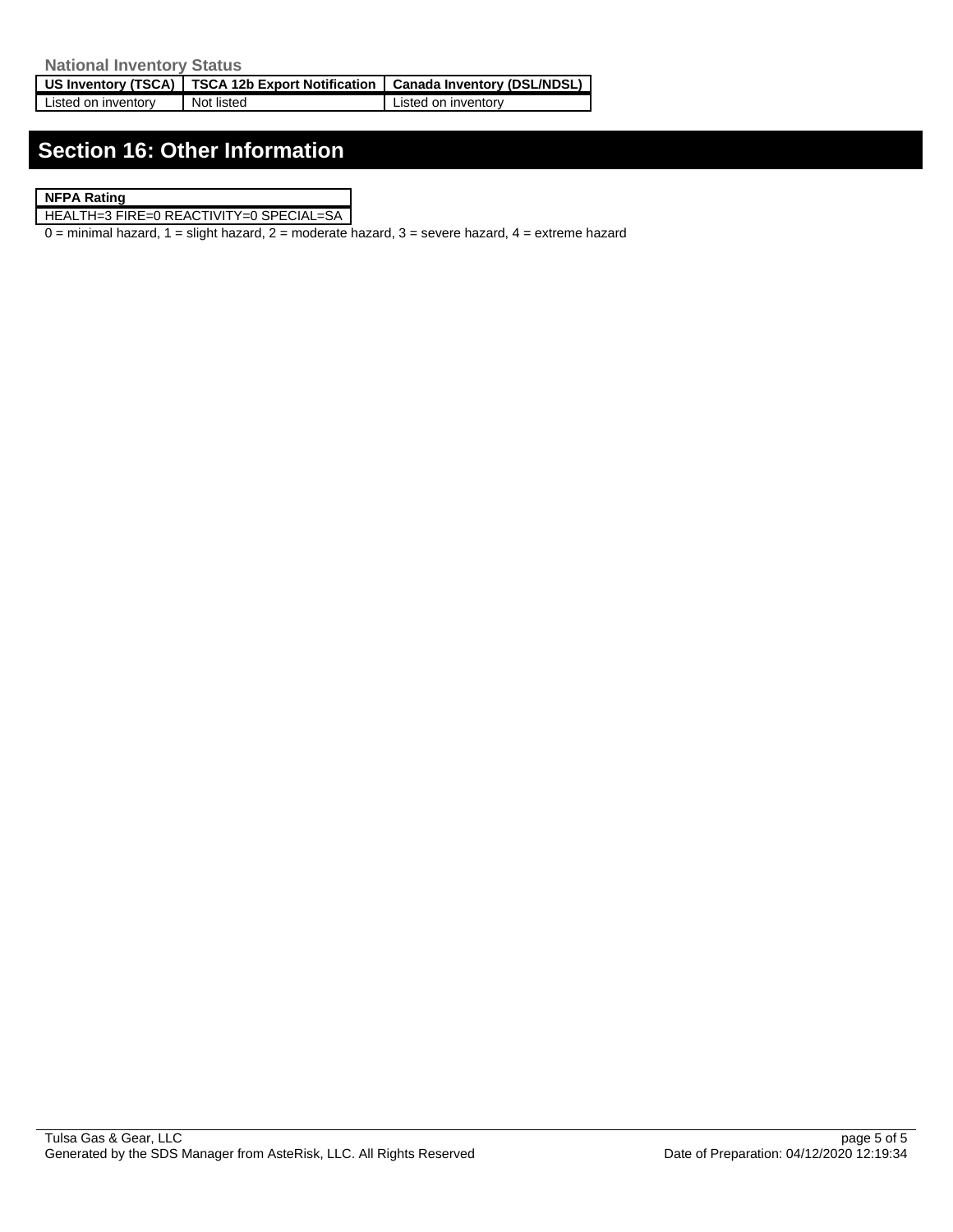**National Inventory Status**

| US Inventory (TSCA) | TSCA 12b Export Notification | Canada Inventory (DSL/NDSL) |
|---|---|---|
| Listed on inventory | Not listed | Listed on inventory |

## Section 16: Other Information

| NFPA Rating |
|---|
| HEALTH=3 FIRE=0 REACTIVITY=0 SPECIAL=SA |

0 = minimal hazard, 1 = slight hazard, 2 = moderate hazard, 3 = severe hazard, 4 = extreme hazard

Tulsa Gas & Gear, LLC
Generated by the SDS Manager from AsteRisk, LLC. All Rights Reserved
Date of Preparation: 04/12/2020 12:19:34